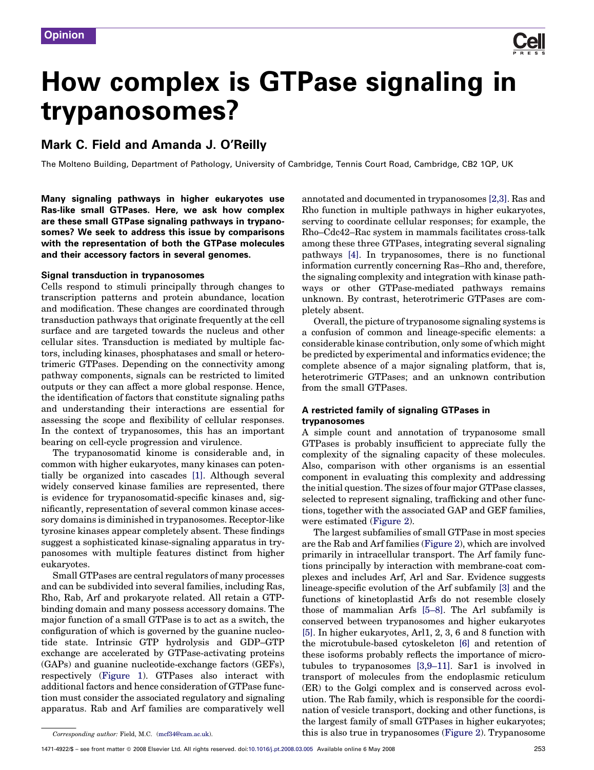Opinion

# How complex is GTPase signaling in trypanosomes?

## Mark C. Field and Amanda J. O'Reilly

The Molteno Building, Department of Pathology, University of Cambridge, Tennis Court Road, Cambridge, CB2 1QP, UK

**Many signaling pathways in higher eukaryotes use Ras-like small GTPases. Here, we ask how complex are these small GTPase signaling pathways in trypanosomes? We seek to address this issue by comparisons with the representation of both the GTPase molecules and their accessory factors in several genomes.**

### Signal transduction in trypanosomes

Cells respond to stimuli principally through changes to transcription patterns and protein abundance, location and modification. These changes are coordinated through transduction pathways that originate frequently at the cell surface and are targeted towards the nucleus and other cellular sites. Transduction is mediated by multiple factors, including kinases, phosphatases and small or heterotrimeric GTPases. Depending on the connectivity among pathway components, signals can be restricted to limited outputs or they can affect a more global response. Hence, the identification of factors that constitute signaling paths and understanding their interactions are essential for assessing the scope and flexibility of cellular responses. In the context of trypanosomes, this has an important bearing on cell-cycle progression and virulence.

The trypanosomatid kinome is considerable and, in common with higher eukaryotes, many kinases can potentially be organized into cascades [1]. Although several widely conserved kinase families are represented, there is evidence for trypanosomatid-specific kinases and, significantly, representation of several common kinase accessory domains is diminished in trypanosomes. Receptor-like tyrosine kinases appear completely absent. These findings suggest a sophisticated kinase-signaling apparatus in trypanosomes with multiple features distinct from higher eukaryotes.

Small GTPases are central regulators of many processes and can be subdivided into several families, including Ras, Rho, Rab, Arf and prokaryote related. All retain a GTP-binding domain and many possess accessory domains. The major function of a small GTPase is to act as a switch, the configuration of which is governed by the guanine nucleotide state. Intrinsic GTP hydrolysis and GDP–GTP exchange are accelerated by GTPase-activating proteins (GAPs) and guanine nucleotide-exchange factors (GEFs), respectively (Figure 1). GTPases also interact with additional factors and hence consideration of GTPase function must consider the associated regulatory and signaling apparatus. Rab and Arf families are comparatively well annotated and documented in trypanosomes [2,3]. Ras and Rho function in multiple pathways in higher eukaryotes, serving to coordinate cellular responses; for example, the Rho–Cdc42–Rac system in mammals facilitates cross-talk among these three GTPases, integrating several signaling pathways [4]. In trypanosomes, there is no functional information currently concerning Ras–Rho and, therefore, the signaling complexity and integration with kinase pathways or other GTPase-mediated pathways remains unknown. By contrast, heterotrimeric GTPases are completely absent.

Overall, the picture of trypanosome signaling systems is a confusion of common and lineage-specific elements: a considerable kinase contribution, only some of which might be predicted by experimental and informatics evidence; the complete absence of a major signaling platform, that is, heterotrimeric GTPases; and an unknown contribution from the small GTPases.

### A restricted family of signaling GTPases in trypanosomes

A simple count and annotation of trypanosome small GTPases is probably insufficient to appreciate fully the complexity of the signaling capacity of these molecules. Also, comparison with other organisms is an essential component in evaluating this complexity and addressing the initial question. The sizes of four major GTPase classes, selected to represent signaling, trafficking and other functions, together with the associated GAP and GEF families, were estimated (Figure 2).

The largest subfamilies of small GTPase in most species are the Rab and Arf families (Figure 2), which are involved primarily in intracellular transport. The Arf family functions principally by interaction with membrane-coat complexes and includes Arf, Arl and Sar. Evidence suggests lineage-specific evolution of the Arf subfamily [3] and the functions of kinetoplastid Arfs do not resemble closely those of mammalian Arfs [5–8]. The Arl subfamily is conserved between trypanosomes and higher eukaryotes [5]. In higher eukaryotes, Arl1, 2, 3, 6 and 8 function with the microtubule-based cytoskeleton [6] and retention of these isoforms probably reflects the importance of microtubules to trypanosomes [3,9–11]. Sar1 is involved in transport of molecules from the endoplasmic reticulum (ER) to the Golgi complex and is conserved across evolution. The Rab family, which is responsible for the coordination of vesicle transport, docking and other functions, is the largest family of small GTPases in higher eukaryotes; this is also true in trypanosomes (Figure 2). Trypanosome

*Corresponding author:* Field, M.C. (mcf34@cam.ac.uk).

1471-4922/$ – see front matter © 2008 Elsevier Ltd. All rights reserved. doi:10.1016/j.pt.2008.03.005 Available online 6 May 2008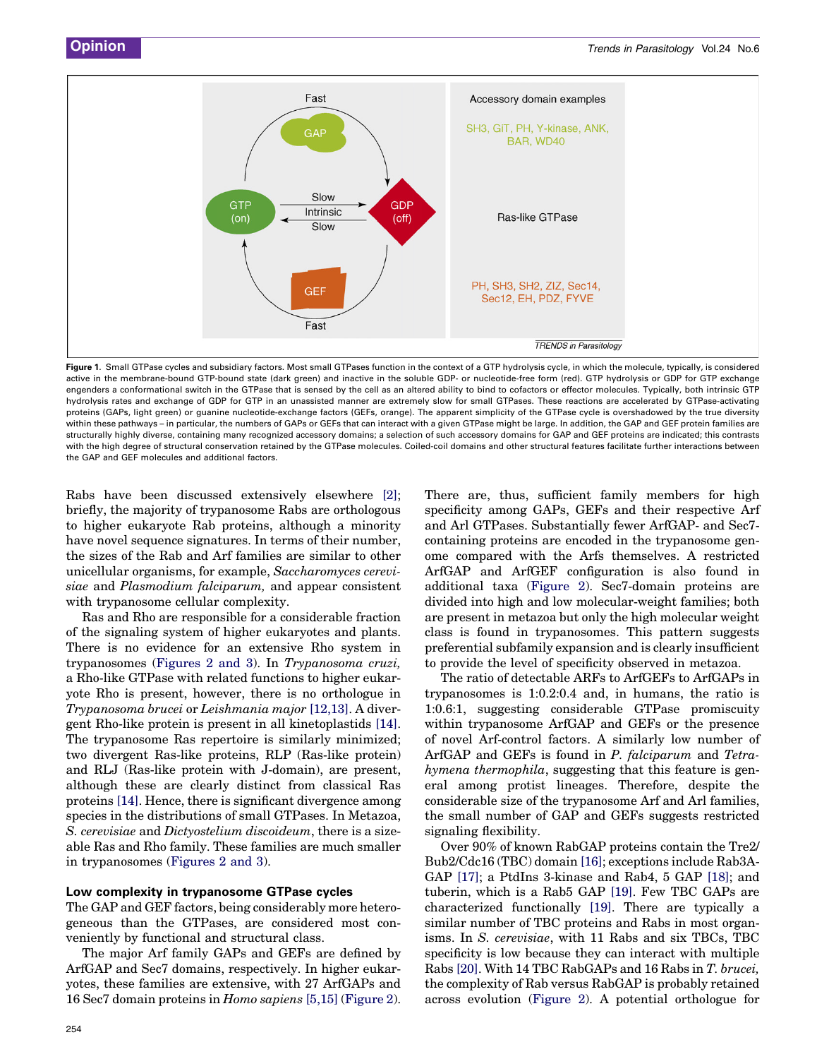Fast

GAP

GTP (on)

Slow

Intrinsic

Slow

GDP (off)

GEF

Fast

Accessory domain examples

SH3, GiT, PH, Y-kinase, ANK, BAR, WD40

Ras-like GTPase

PH, SH3, SH2, ZIZ, Sec14, Sec12, EH, PDZ, FYVE

TRENDS in Parasitology

**Figure 1.** Small GTPase cycles and subsidiary factors. Most small GTPases function in the context of a GTP hydrolysis cycle, in which the molecule, typically, is considered active in the membrane-bound GTP-bound state (dark green) and inactive in the soluble GDP- or nucleotide-free form (red). GTP hydrolysis or GDP for GTP exchange engenders a conformational switch in the GTPase that is sensed by the cell as an altered ability to bind to cofactors or effector molecules. Typically, both intrinsic GTP hydrolysis rates and exchange of GDP for GTP in an unassisted manner are extremely slow for small GTPases. These reactions are accelerated by GTPase-activating proteins (GAPs, light green) or guanine nucleotide-exchange factors (GEFs, orange). The apparent simplicity of the GTPase cycle is overshadowed by the true diversity within these pathways – in particular, the numbers of GAPs or GEFs that can interact with a given GTPase might be large. In addition, the GAP and GEF protein families are structurally highly diverse, containing many recognized accessory domains; a selection of such accessory domains for GAP and GEF proteins are indicated; this contrasts with the high degree of structural conservation retained by the GTPase molecules. Coiled-coil domains and other structural features facilitate further interactions between the GAP and GEF molecules and additional factors.

Rabs have been discussed extensively elsewhere [2]; briefly, the majority of trypanosome Rabs are orthologous to higher eukaryote Rab proteins, although a minority have novel sequence signatures. In terms of their number, the sizes of the Rab and Arf families are similar to other unicellular organisms, for example, *Saccharomyces cerevisiae* and *Plasmodium falciparum,* and appear consistent with trypanosome cellular complexity.

Ras and Rho are responsible for a considerable fraction of the signaling system of higher eukaryotes and plants. There is no evidence for an extensive Rho system in trypanosomes (Figures 2 and 3). In *Trypanosoma cruzi,* a Rho-like GTPase with related functions to higher eukaryote Rho is present, however, there is no orthologue in *Trypanosoma brucei* or *Leishmania major* [12,13]. A divergent Rho-like protein is present in all kinetoplastids [14]. The trypanosome Ras repertoire is similarly minimized; two divergent Ras-like proteins, RLP (Ras-like protein) and RLJ (Ras-like protein with J-domain), are present, although these are clearly distinct from classical Ras proteins [14]. Hence, there is significant divergence among species in the distributions of small GTPases. In Metazoa, *S. cerevisiae* and *Dictyostelium discoideum*, there is a sizeable Ras and Rho family. These families are much smaller in trypanosomes (Figures 2 and 3).

### Low complexity in trypanosome GTPase cycles

The GAP and GEF factors, being considerably more heterogeneous than the GTPases, are considered most conveniently by functional and structural class.

The major Arf family GAPs and GEFs are defined by ArfGAP and Sec7 domains, respectively. In higher eukaryotes, these families are extensive, with 27 ArfGAPs and 16 Sec7 domain proteins in *Homo sapiens* [5,15] (Figure 2). There are, thus, sufficient family members for high specificity among GAPs, GEFs and their respective Arf and Arl GTPases. Substantially fewer ArfGAP- and Sec7-containing proteins are encoded in the trypanosome genome compared with the Arfs themselves. A restricted ArfGAP and ArfGEF configuration is also found in additional taxa (Figure 2). Sec7-domain proteins are divided into high and low molecular-weight families; both are present in metazoa but only the high molecular weight class is found in trypanosomes. This pattern suggests preferential subfamily expansion and is clearly insufficient to provide the level of specificity observed in metazoa.

The ratio of detectable ARFs to ArfGEFs to ArfGAPs in trypanosomes is 1:0.2:0.4 and, in humans, the ratio is 1:0.6:1, suggesting considerable GTPase promiscuity within trypanosome ArfGAP and GEFs or the presence of novel Arf-control factors. A similarly low number of ArfGAP and GEFs is found in *P. falciparum* and *Tetrahymena thermophila*, suggesting that this feature is general among protist lineages. Therefore, despite the considerable size of the trypanosome Arf and Arl families, the small number of GAP and GEFs suggests restricted signaling flexibility.

Over 90% of known RabGAP proteins contain the Tre2/Bub2/Cdc16 (TBC) domain [16]; exceptions include Rab3A-GAP [17]; a PtdIns 3-kinase and Rab4, 5 GAP [18]; and tuberin, which is a Rab5 GAP [19]. Few TBC GAPs are characterized functionally [19]. There are typically a similar number of TBC proteins and Rabs in most organisms. In *S. cerevisiae*, with 11 Rabs and six TBCs, TBC specificity is low because they can interact with multiple Rabs [20]. With 14 TBC RabGAPs and 16 Rabs in *T. brucei,* the complexity of Rab versus RabGAP is probably retained across evolution (Figure 2). A potential orthologue for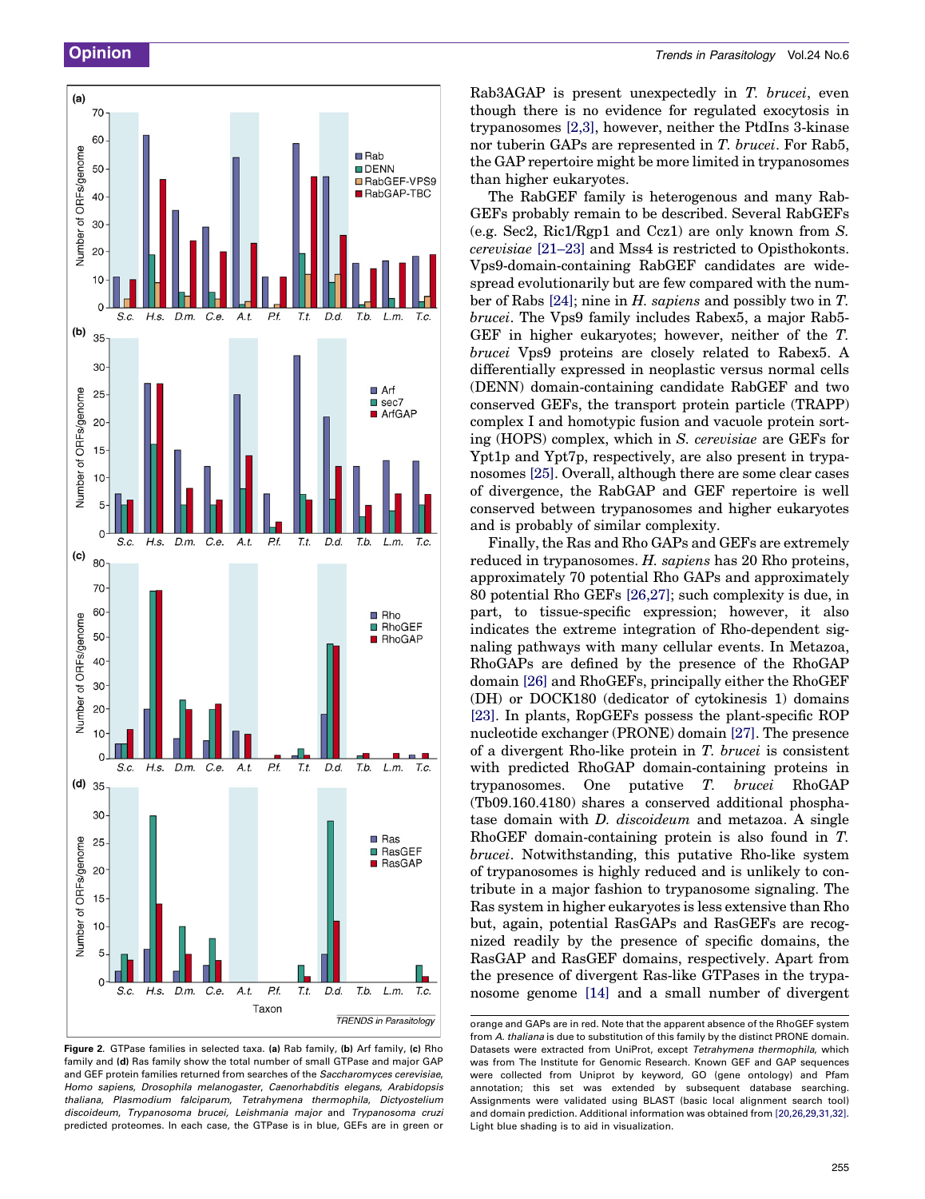Figure 2. GTPase families in selected taxa. (a) Rab family, (b) Arf family, (c) Rho family and (d) Ras family show the total number of small GTPase and major GAP and GEF protein families returned from searches of the *Saccharomyces cerevisiae*, *Homo sapiens*, *Drosophila melanogaster*, *Caenorhabditis elegans*, *Arabidopsis thaliana*, *Plasmodium falciparum*, *Tetrahymena thermophila*, *Dictyostelium discoideum*, *Trypanosoma brucei*, *Leishmania major* and *Trypanosoma cruzi* predicted proteomes. In each case, the GTPase is in blue, GEFs are in green or orange and GAPs are in red. Note that the apparent absence of the RhoGEF system from *A. thaliana* is due to substitution of this family by the distinct PRONE domain. Datasets were extracted from UniProt, except *Tetrahymena thermophila*, which was from The Institute for Genomic Research. Known GEF and GAP sequences were collected from Uniprot by keyword, GO (gene ontology) and Pfam annotation; this set was extended by subsequent database searching. Assignments were validated using BLAST (basic local alignment search tool) and domain prediction. Additional information was obtained from [20,26,29,31,32]. Light blue shading is to aid in visualization.

Rab3AGAP is present unexpectedly in *T. brucei*, even though there is no evidence for regulated exocytosis in trypanosomes [2,3], however, neither the PtdIns 3-kinase nor tuberin GAPs are represented in *T. brucei*. For Rab5, the GAP repertoire might be more limited in trypanosomes than higher eukaryotes.

The RabGEF family is heterogenous and many RabGEFs probably remain to be described. Several RabGEFs (e.g. Sec2, Ric1/Rgp1 and Ccz1) are only known from *S. cerevisiae* [21–23] and Mss4 is restricted to Opisthokonts. Vps9-domain-containing RabGEF candidates are widespread evolutionarily but are few compared with the number of Rabs [24]; nine in *H. sapiens* and possibly two in *T. brucei*. The Vps9 family includes Rabex5, a major Rab5-GEF in higher eukaryotes; however, neither of the *T. brucei* Vps9 proteins are closely related to Rabex5. A differentially expressed in neoplastic versus normal cells (DENN) domain-containing candidate RabGEF and two conserved GEFs, the transport protein particle (TRAPP) complex I and homotypic fusion and vacuole protein sorting (HOPS) complex, which in *S. cerevisiae* are GEFs for Ypt1p and Ypt7p, respectively, are also present in trypanosomes [25]. Overall, although there are some clear cases of divergence, the RabGAP and GEF repertoire is well conserved between trypanosomes and higher eukaryotes and is probably of similar complexity.

Finally, the Ras and Rho GAPs and GEFs are extremely reduced in trypanosomes. *H. sapiens* has 20 Rho proteins, approximately 70 potential Rho GAPs and approximately 80 potential Rho GEFs [26,27]; such complexity is due, in part, to tissue-specific expression; however, it also indicates the extreme integration of Rho-dependent signaling pathways with many cellular events. In Metazoa, RhoGAPs are defined by the presence of the RhoGAP domain [26] and RhoGEFs, principally either the RhoGEF (DH) or DOCK180 (dedicator of cytokinesis 1) domains [23]. In plants, RopGEFs possess the plant-specific ROP nucleotide exchanger (PRONE) domain [27]. The presence of a divergent Rho-like protein in *T. brucei* is consistent with predicted RhoGAP domain-containing proteins in trypanosomes. One putative *T. brucei* RhoGAP (Tb09.160.4180) shares a conserved additional phosphatase domain with *D. discoideum* and metazoa. A single RhoGEF domain-containing protein is also found in *T. brucei*. Notwithstanding, this putative Rho-like system of trypanosomes is highly reduced and is unlikely to contribute in a major fashion to trypanosome signaling. The Ras system in higher eukaryotes is less extensive than Rho but, again, potential RasGAPs and RasGEFs are recognized readily by the presence of specific domains, the RasGAP and RasGEF domains, respectively. Apart from the presence of divergent Ras-like GTPases in the trypanosome genome [14] and a small number of divergent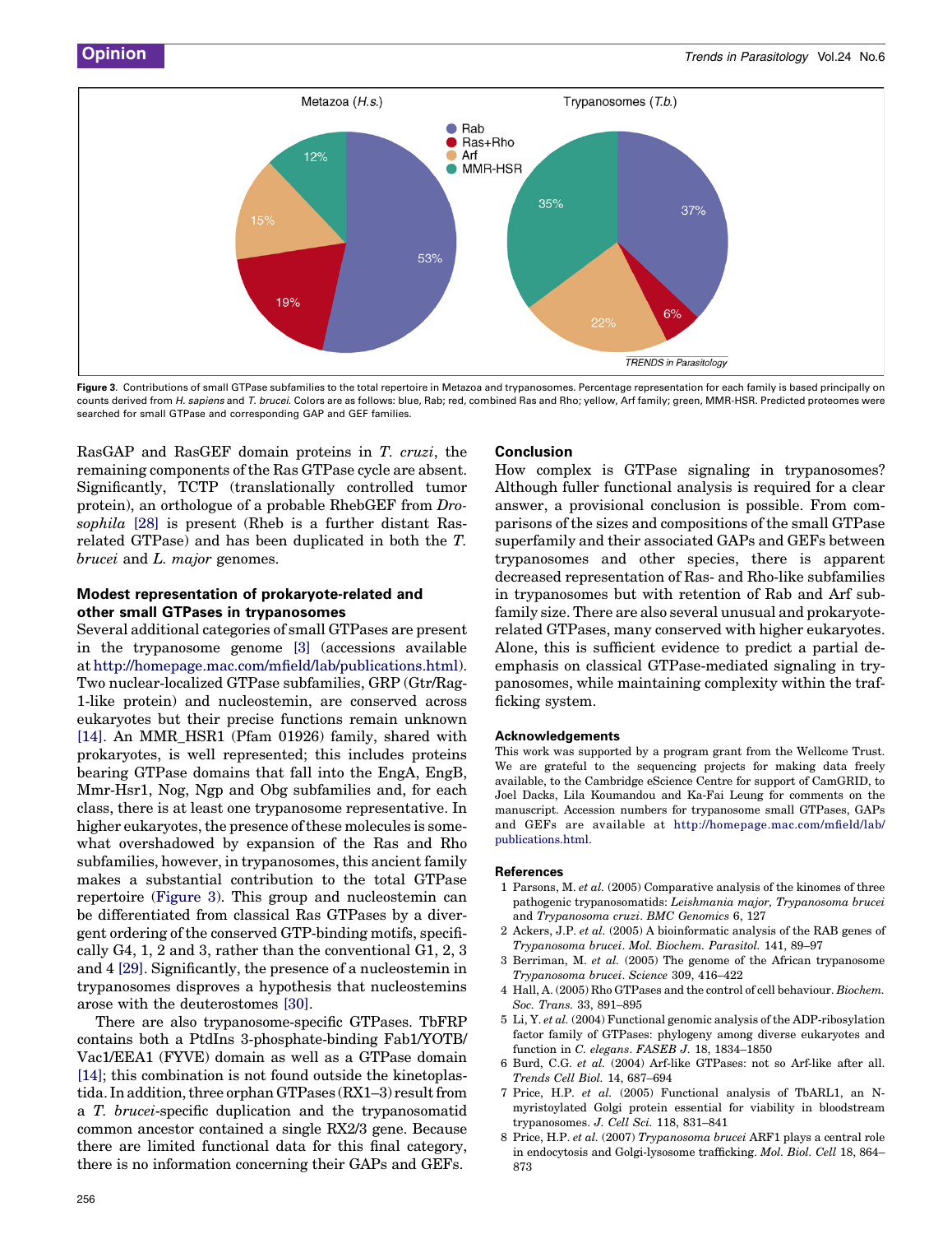**Figure 3**. Contributions of small GTPase subfamilies to the total repertoire in Metazoa and trypanosomes. Percentage representation for each family is based principally on counts derived from *H. sapiens* and *T. brucei*. Colors are as follows: blue, Rab; red, combined Ras and Rho; yellow, Arf family; green, MMR-HSR. Predicted proteomes were searched for small GTPase and corresponding GAP and GEF families.

RasGAP and RasGEF domain proteins in *T. cruzi*, the remaining components of the Ras GTPase cycle are absent. Significantly, TCTP (translationally controlled tumor protein), an orthologue of a probable RhebGEF from *Drosophila* [28] is present (Rheb is a further distant Ras-related GTPase) and has been duplicated in both the *T. brucei* and *L. major* genomes.

### Modest representation of prokaryote-related and other small GTPases in trypanosomes

Several additional categories of small GTPases are present in the trypanosome genome [3] (accessions available at http://homepage.mac.com/mfield/lab/publications.html). Two nuclear-localized GTPase subfamilies, GRP (Gtr/Rag-1-like protein) and nucleostemin, are conserved across eukaryotes but their precise functions remain unknown [14]. An MMR_HSR1 (Pfam 01926) family, shared with prokaryotes, is well represented; this includes proteins bearing GTPase domains that fall into the EngA, EngB, Mmr-Hsr1, Nog, Ngp and Obg subfamilies and, for each class, there is at least one trypanosome representative. In higher eukaryotes, the presence of these molecules is somewhat overshadowed by expansion of the Ras and Rho subfamilies, however, in trypanosomes, this ancient family makes a substantial contribution to the total GTPase repertoire (Figure 3). This group and nucleostemin can be differentiated from classical Ras GTPases by a divergent ordering of the conserved GTP-binding motifs, specifically G4, 1, 2 and 3, rather than the conventional G1, 2, 3 and 4 [29]. Significantly, the presence of a nucleostemin in trypanosomes disproves a hypothesis that nucleostemins arose with the deuterostomes [30].

There are also trypanosome-specific GTPases. TbFRP contains both a PtdIns 3-phosphate-binding Fab1/YOTB/Vac1/EEA1 (FYVE) domain as well as a GTPase domain [14]; this combination is not found outside the kinetoplastida. In addition, three orphan GTPases (RX1–3) result from a *T. brucei*-specific duplication and the trypanosomatid common ancestor contained a single RX2/3 gene. Because there are limited functional data for this final category, there is no information concerning their GAPs and GEFs.

### Conclusion

How complex is GTPase signaling in trypanosomes? Although fuller functional analysis is required for a clear answer, a provisional conclusion is possible. From comparisons of the sizes and compositions of the small GTPase superfamily and their associated GAPs and GEFs between trypanosomes and other species, there is apparent decreased representation of Ras- and Rho-like subfamilies in trypanosomes but with retention of Rab and Arf subfamily size. There are also several unusual and prokaryote-related GTPases, many conserved with higher eukaryotes. Alone, this is sufficient evidence to predict a partial de-emphasis on classical GTPase-mediated signaling in trypanosomes, while maintaining complexity within the trafficking system.

### Acknowledgements

This work was supported by a program grant from the Wellcome Trust. We are grateful to the sequencing projects for making data freely available, to the Cambridge eScience Centre for support of CamGRID, to Joel Dacks, Lila Koumandou and Ka-Fai Leung for comments on the manuscript. Accession numbers for trypanosome small GTPases, GAPs and GEFs are available at http://homepage.mac.com/mfield/lab/publications.html.

### References

1 Parsons, M. *et al.* (2005) Comparative analysis of the kinomes of three pathogenic trypanosomatids: *Leishmania major, Trypanosoma brucei* and *Trypanosoma cruzi*. *BMC Genomics* 6, 127

2 Ackers, J.P. *et al.* (2005) A bioinformatic analysis of the RAB genes of *Trypanosoma brucei*. *Mol. Biochem. Parasitol.* 141, 89–97

3 Berriman, M. *et al.* (2005) The genome of the African trypanosome *Trypanosoma brucei*. *Science* 309, 416–422

4 Hall, A. (2005) Rho GTPases and the control of cell behaviour. *Biochem. Soc. Trans.* 33, 891–895

5 Li, Y. *et al.* (2004) Functional genomic analysis of the ADP-ribosylation factor family of GTPases: phylogeny among diverse eukaryotes and function in *C. elegans*. *FASEB J.* 18, 1834–1850

6 Burd, C.G. *et al.* (2004) Arf-like GTPases: not so Arf-like after all. *Trends Cell Biol.* 14, 687–694

7 Price, H.P. *et al.* (2005) Functional analysis of TbARL1, an N-myristoylated Golgi protein essential for viability in bloodstream trypanosomes. *J. Cell Sci.* 118, 831–841

8 Price, H.P. *et al.* (2007) *Trypanosoma brucei* ARF1 plays a central role in endocytosis and Golgi-lysosome trafficking. *Mol. Biol. Cell* 18, 864–873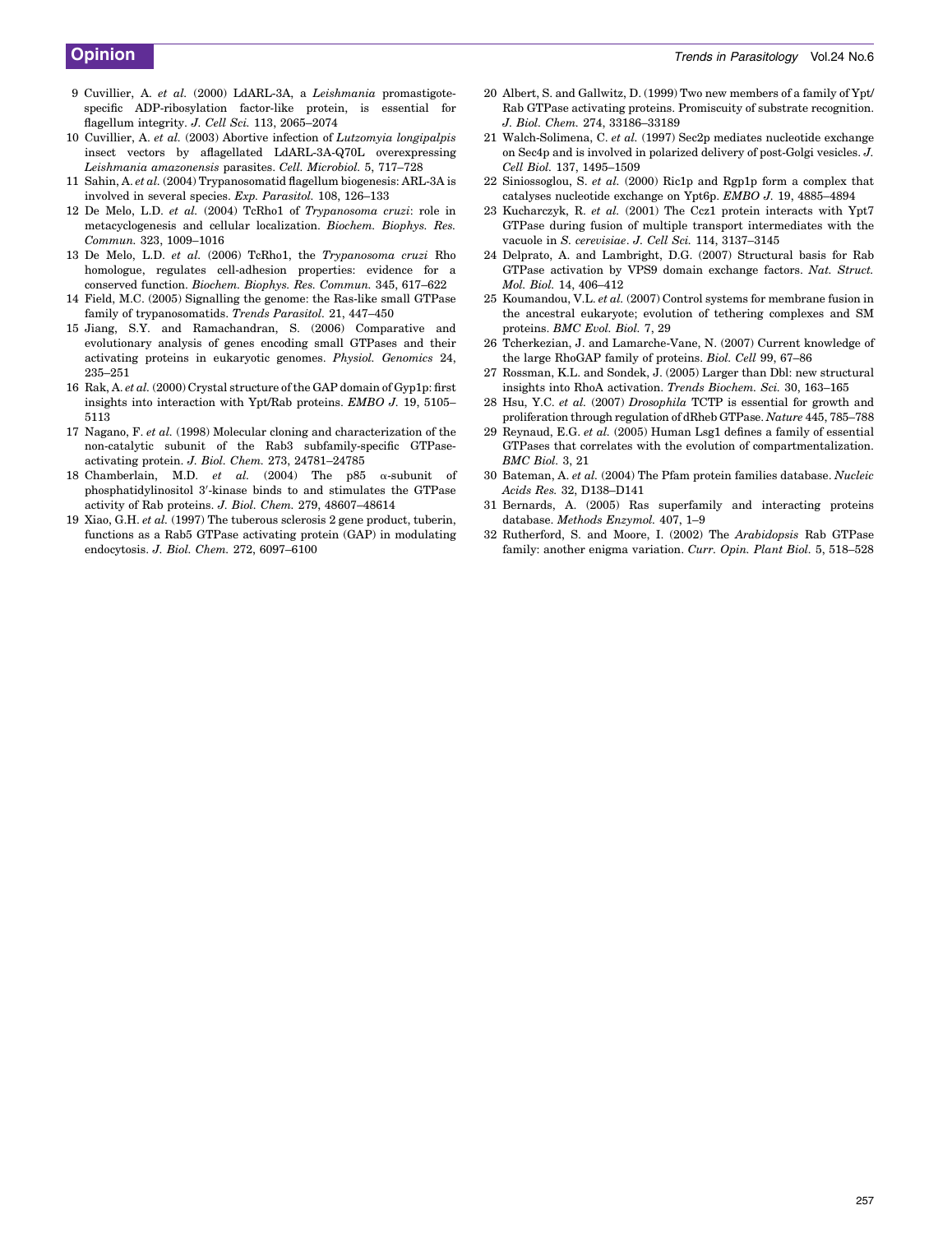9 Cuvillier, A. *et al.* (2000) LdARL-3A, a *Leishmania* promastigote-specific ADP-ribosylation factor-like protein, is essential for flagellum integrity. *J. Cell Sci.* 113, 2065–2074

10 Cuvillier, A. *et al.* (2003) Abortive infection of *Lutzomyia longipalpis* insect vectors by aflagellated LdARL-3A-Q70L overexpressing *Leishmania amazonensis* parasites. *Cell. Microbiol.* 5, 717–728

11 Sahin, A. *et al.* (2004) Trypanosomatid flagellum biogenesis: ARL-3A is involved in several species. *Exp. Parasitol.* 108, 126–133

12 De Melo, L.D. *et al.* (2004) TcRho1 of *Trypanosoma cruzi*: role in metacyclogenesis and cellular localization. *Biochem. Biophys. Res. Commun.* 323, 1009–1016

13 De Melo, L.D. *et al.* (2006) TcRho1, the *Trypanosoma cruzi* Rho homologue, regulates cell-adhesion properties: evidence for a conserved function. *Biochem. Biophys. Res. Commun.* 345, 617–622

14 Field, M.C. (2005) Signalling the genome: the Ras-like small GTPase family of trypanosomatids. *Trends Parasitol.* 21, 447–450

15 Jiang, S.Y. and Ramachandran, S. (2006) Comparative and evolutionary analysis of genes encoding small GTPases and their activating proteins in eukaryotic genomes. *Physiol. Genomics* 24, 235–251

16 Rak, A. *et al.* (2000) Crystal structure of the GAP domain of Gyp1p: first insights into interaction with Ypt/Rab proteins. *EMBO J.* 19, 5105–5113

17 Nagano, F. *et al.* (1998) Molecular cloning and characterization of the non-catalytic subunit of the Rab3 subfamily-specific GTPase-activating protein. *J. Biol. Chem.* 273, 24781–24785

18 Chamberlain, M.D. *et al.* (2004) The p85 α-subunit of phosphatidylinositol 3′-kinase binds to and stimulates the GTPase activity of Rab proteins. *J. Biol. Chem.* 279, 48607–48614

19 Xiao, G.H. *et al.* (1997) The tuberous sclerosis 2 gene product, tuberin, functions as a Rab5 GTPase activating protein (GAP) in modulating endocytosis. *J. Biol. Chem.* 272, 6097–6100

20 Albert, S. and Gallwitz, D. (1999) Two new members of a family of Ypt/Rab GTPase activating proteins. Promiscuity of substrate recognition. *J. Biol. Chem.* 274, 33186–33189

21 Walch-Solimena, C. *et al.* (1997) Sec2p mediates nucleotide exchange on Sec4p and is involved in polarized delivery of post-Golgi vesicles. *J. Cell Biol.* 137, 1495–1509

22 Siniossoglou, S. *et al.* (2000) Ric1p and Rgp1p form a complex that catalyses nucleotide exchange on Ypt6p. *EMBO J.* 19, 4885–4894

23 Kucharczyk, R. *et al.* (2001) The Ccz1 protein interacts with Ypt7 GTPase during fusion of multiple transport intermediates with the vacuole in *S. cerevisiae*. *J. Cell Sci.* 114, 3137–3145

24 Delprato, A. and Lambright, D.G. (2007) Structural basis for Rab GTPase activation by VPS9 domain exchange factors. *Nat. Struct. Mol. Biol.* 14, 406–412

25 Koumandou, V.L. *et al.* (2007) Control systems for membrane fusion in the ancestral eukaryote; evolution of tethering complexes and SM proteins. *BMC Evol. Biol.* 7, 29

26 Tcherkezian, J. and Lamarche-Vane, N. (2007) Current knowledge of the large RhoGAP family of proteins. *Biol. Cell* 99, 67–86

27 Rossman, K.L. and Sondek, J. (2005) Larger than Dbl: new structural insights into RhoA activation. *Trends Biochem. Sci.* 30, 163–165

28 Hsu, Y.C. *et al.* (2007) *Drosophila* TCTP is essential for growth and proliferation through regulation of dRheb GTPase. *Nature* 445, 785–788

29 Reynaud, E.G. *et al.* (2005) Human Lsg1 defines a family of essential GTPases that correlates with the evolution of compartmentalization. *BMC Biol.* 3, 21

30 Bateman, A. *et al.* (2004) The Pfam protein families database. *Nucleic Acids Res.* 32, D138–D141

31 Bernards, A. (2005) Ras superfamily and interacting proteins database. *Methods Enzymol.* 407, 1–9

32 Rutherford, S. and Moore, I. (2002) The *Arabidopsis* Rab GTPase family: another enigma variation. *Curr. Opin. Plant Biol.* 5, 518–528